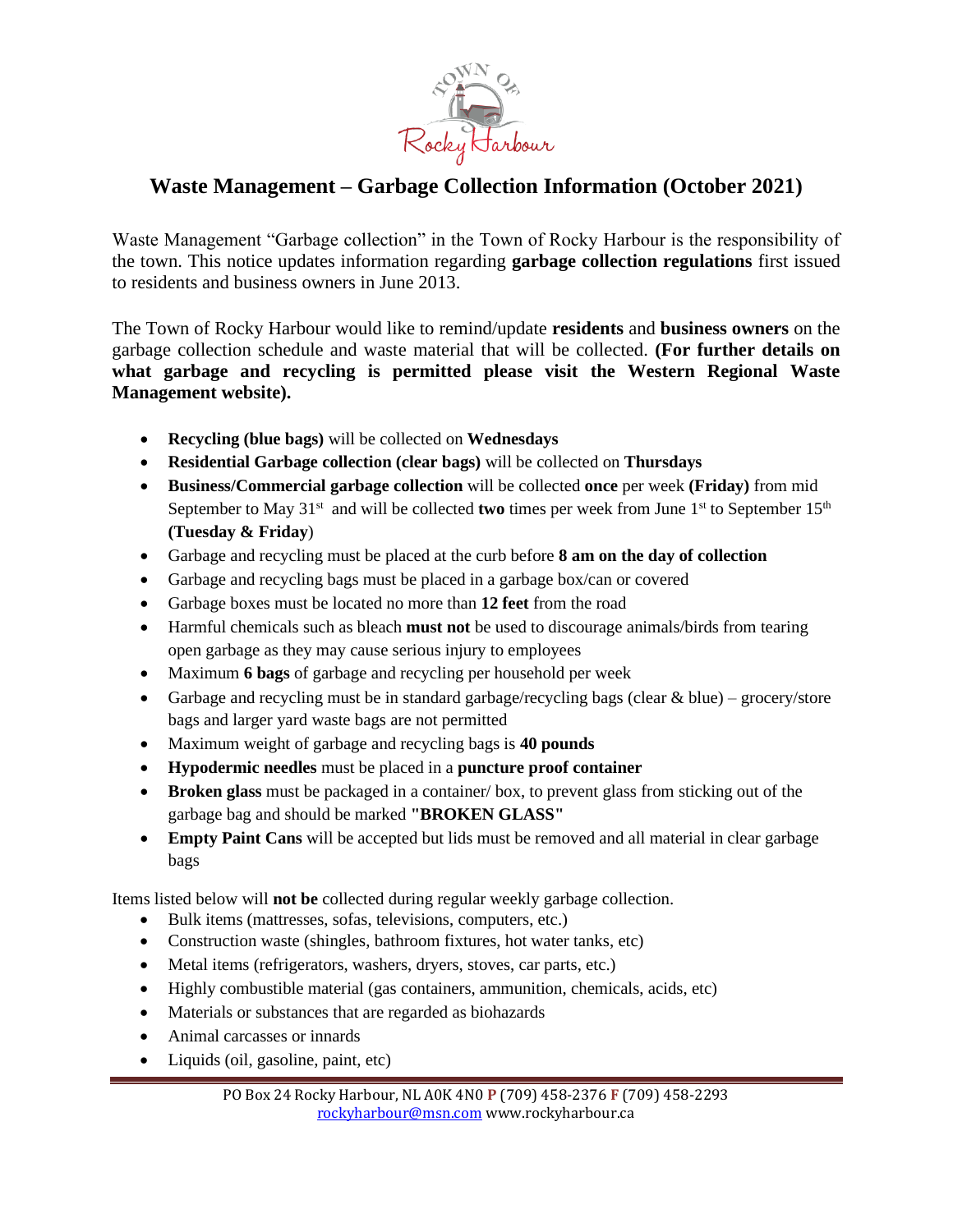# Waste Management – Garbage Collection Information (October 2021)

Waste Management "Garbage collection" in the Town of Rocky Harbour is the responsibility of the town. This notice updates information regarding **garbage collection regulations** first issued to residents and business owners in June 2013.

The Town of Rocky Harbour would like to remind/update **residents** and **business owners** on the garbage collection schedule and waste material that will be collected. **(For further details on what garbage and recycling is permitted please visit the Western Regional Waste Management website).**

- **Recycling (blue bags)** will be collected on **Wednesdays**
- **Residential Garbage collection (clear bags)** will be collected on **Thursdays**
- **Business/Commercial garbage collection** will be collected **once** per week **(Friday)** from mid September to May 31st and will be collected **two** times per week from June 1st to September 15th **(Tuesday & Friday**)
- Garbage and recycling must be placed at the curb before **8 am on the day of collection**
- Garbage and recycling bags must be placed in a garbage box/can or covered
- Garbage boxes must be located no more than **12 feet** from the road
- Harmful chemicals such as bleach **must not** be used to discourage animals/birds from tearing open garbage as they may cause serious injury to employees
- Maximum **6 bags** of garbage and recycling per household per week
- Garbage and recycling must be in standard garbage/recycling bags (clear & blue) – grocery/store bags and larger yard waste bags are not permitted
- Maximum weight of garbage and recycling bags is **40 pounds**
- **Hypodermic needles** must be placed in a **puncture proof container**
- **Broken glass** must be packaged in a container/ box, to prevent glass from sticking out of the garbage bag and should be marked **"BROKEN GLASS"**
- **Empty Paint Cans** will be accepted but lids must be removed and all material in clear garbage bags

Items listed below will **not be** collected during regular weekly garbage collection.

- Bulk items (mattresses, sofas, televisions, computers, etc.)
- Construction waste (shingles, bathroom fixtures, hot water tanks, etc)
- Metal items (refrigerators, washers, dryers, stoves, car parts, etc.)
- Highly combustible material (gas containers, ammunition, chemicals, acids, etc)
- Materials or substances that are regarded as biohazards
- Animal carcasses or innards
- Liquids (oil, gasoline, paint, etc)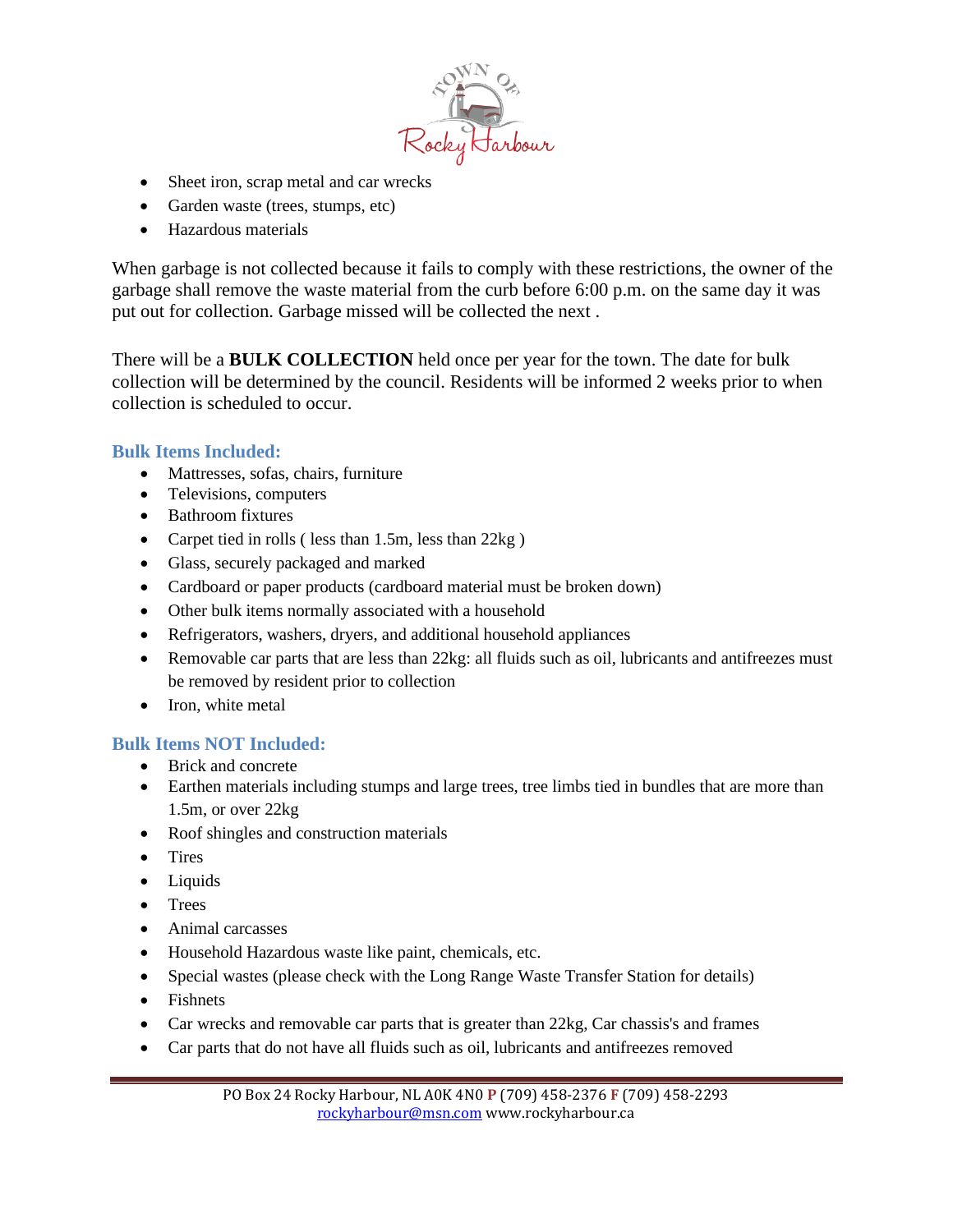- Sheet iron, scrap metal and car wrecks
- Garden waste (trees, stumps, etc)
- Hazardous materials

When garbage is not collected because it fails to comply with these restrictions, the owner of the garbage shall remove the waste material from the curb before 6:00 p.m. on the same day it was put out for collection. Garbage missed will be collected the next .

There will be a **BULK COLLECTION** held once per year for the town. The date for bulk collection will be determined by the council. Residents will be informed 2 weeks prior to when collection is scheduled to occur.

### Bulk Items Included:

- Mattresses, sofas, chairs, furniture
- Televisions, computers
- Bathroom fixtures
- Carpet tied in rolls ( less than 1.5m, less than 22kg )
- Glass, securely packaged and marked
- Cardboard or paper products (cardboard material must be broken down)
- Other bulk items normally associated with a household
- Refrigerators, washers, dryers, and additional household appliances
- Removable car parts that are less than 22kg: all fluids such as oil, lubricants and antifreezes must be removed by resident prior to collection
- Iron, white metal

### Bulk Items NOT Included:

- Brick and concrete
- Earthen materials including stumps and large trees, tree limbs tied in bundles that are more than 1.5m, or over 22kg
- Roof shingles and construction materials
- Tires
- Liquids
- Trees
- Animal carcasses
- Household Hazardous waste like paint, chemicals, etc.
- Special wastes (please check with the Long Range Waste Transfer Station for details)
- Fishnets
- Car wrecks and removable car parts that is greater than 22kg, Car chassis's and frames
- Car parts that do not have all fluids such as oil, lubricants and antifreezes removed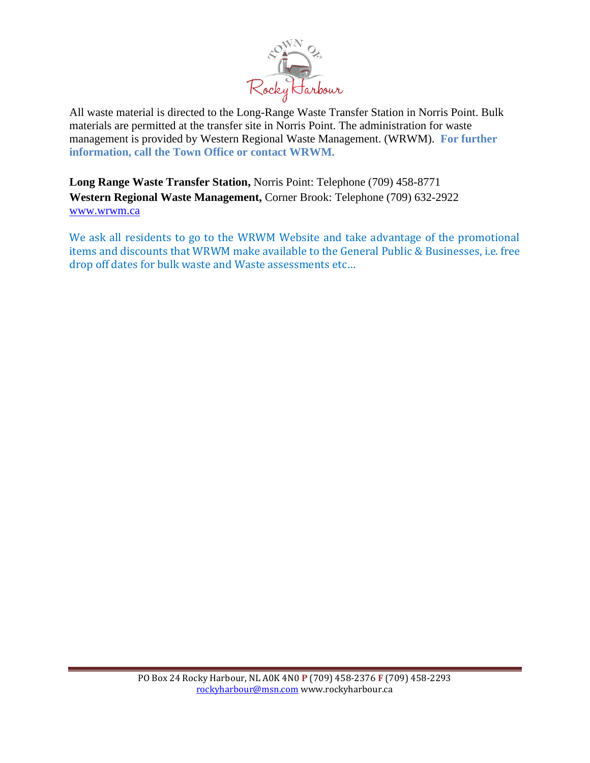All waste material is directed to the Long-Range Waste Transfer Station in Norris Point. Bulk materials are permitted at the transfer site in Norris Point. The administration for waste management is provided by Western Regional Waste Management. (WRWM). **For further information, call the Town Office or contact WRWM.**

**Long Range Waste Transfer Station,** Norris Point: Telephone (709) 458-8771
**Western Regional Waste Management,** Corner Brook: Telephone (709) 632-2922
[www.wrwm.ca](http://www.wrwm.ca)

We ask all residents to go to the WRWM Website and take advantage of the promotional items and discounts that WRWM make available to the General Public & Businesses, i.e. free drop off dates for bulk waste and Waste assessments etc…